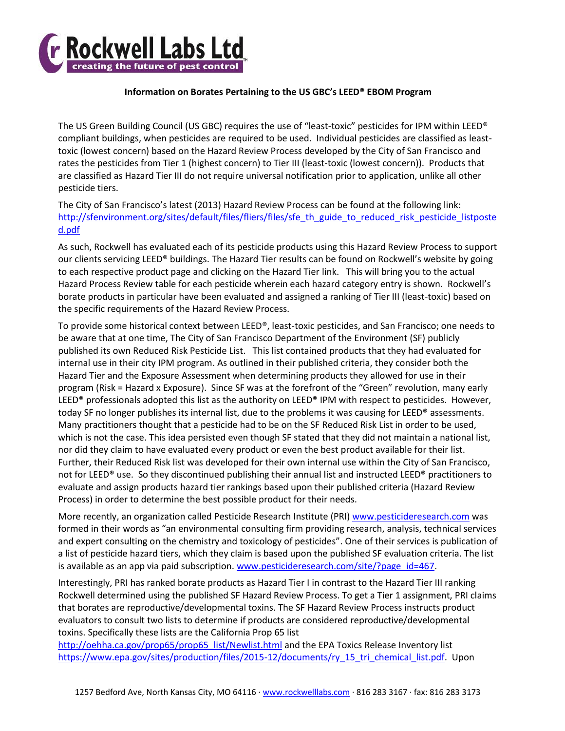**Rockwell Labs Ltd**
creating the future of pest control

**Information on Borates Pertaining to the US GBC's LEED® EBOM Program**

The US Green Building Council (US GBC) requires the use of "least-toxic" pesticides for IPM within LEED® compliant buildings, when pesticides are required to be used. Individual pesticides are classified as least-toxic (lowest concern) based on the Hazard Review Process developed by the City of San Francisco and rates the pesticides from Tier 1 (highest concern) to Tier III (least-toxic (lowest concern)). Products that are classified as Hazard Tier III do not require universal notification prior to application, unlike all other pesticide tiers.

The City of San Francisco's latest (2013) Hazard Review Process can be found at the following link: http://sfenvironment.org/sites/default/files/fliers/files/sfe_th_guide_to_reduced_risk_pesticide_listposted.pdf

As such, Rockwell has evaluated each of its pesticide products using this Hazard Review Process to support our clients servicing LEED® buildings. The Hazard Tier results can be found on Rockwell's website by going to each respective product page and clicking on the Hazard Tier link. This will bring you to the actual Hazard Process Review table for each pesticide wherein each hazard category entry is shown. Rockwell's borate products in particular have been evaluated and assigned a ranking of Tier III (least-toxic) based on the specific requirements of the Hazard Review Process.

To provide some historical context between LEED®, least-toxic pesticides, and San Francisco; one needs to be aware that at one time, The City of San Francisco Department of the Environment (SF) publicly published its own Reduced Risk Pesticide List. This list contained products that they had evaluated for internal use in their city IPM program. As outlined in their published criteria, they consider both the Hazard Tier and the Exposure Assessment when determining products they allowed for use in their program (Risk = Hazard x Exposure). Since SF was at the forefront of the "Green" revolution, many early LEED® professionals adopted this list as the authority on LEED® IPM with respect to pesticides. However, today SF no longer publishes its internal list, due to the problems it was causing for LEED® assessments. Many practitioners thought that a pesticide had to be on the SF Reduced Risk List in order to be used, which is not the case. This idea persisted even though SF stated that they did not maintain a national list, nor did they claim to have evaluated every product or even the best product available for their list. Further, their Reduced Risk list was developed for their own internal use within the City of San Francisco, not for LEED® use. So they discontinued publishing their annual list and instructed LEED® practitioners to evaluate and assign products hazard tier rankings based upon their published criteria (Hazard Review Process) in order to determine the best possible product for their needs.

More recently, an organization called Pesticide Research Institute (PRI) www.pesticideresearch.com was formed in their words as "an environmental consulting firm providing research, analysis, technical services and expert consulting on the chemistry and toxicology of pesticides". One of their services is publication of a list of pesticide hazard tiers, which they claim is based upon the published SF evaluation criteria. The list is available as an app via paid subscription. www.pesticideresearch.com/site/?page_id=467.

Interestingly, PRI has ranked borate products as Hazard Tier I in contrast to the Hazard Tier III ranking Rockwell determined using the published SF Hazard Review Process. To get a Tier 1 assignment, PRI claims that borates are reproductive/developmental toxins. The SF Hazard Review Process instructs product evaluators to consult two lists to determine if products are considered reproductive/developmental toxins. Specifically these lists are the California Prop 65 list http://oehha.ca.gov/prop65/prop65_list/Newlist.html and the EPA Toxics Release Inventory list https://www.epa.gov/sites/production/files/2015-12/documents/ry_15_tri_chemical_list.pdf. Upon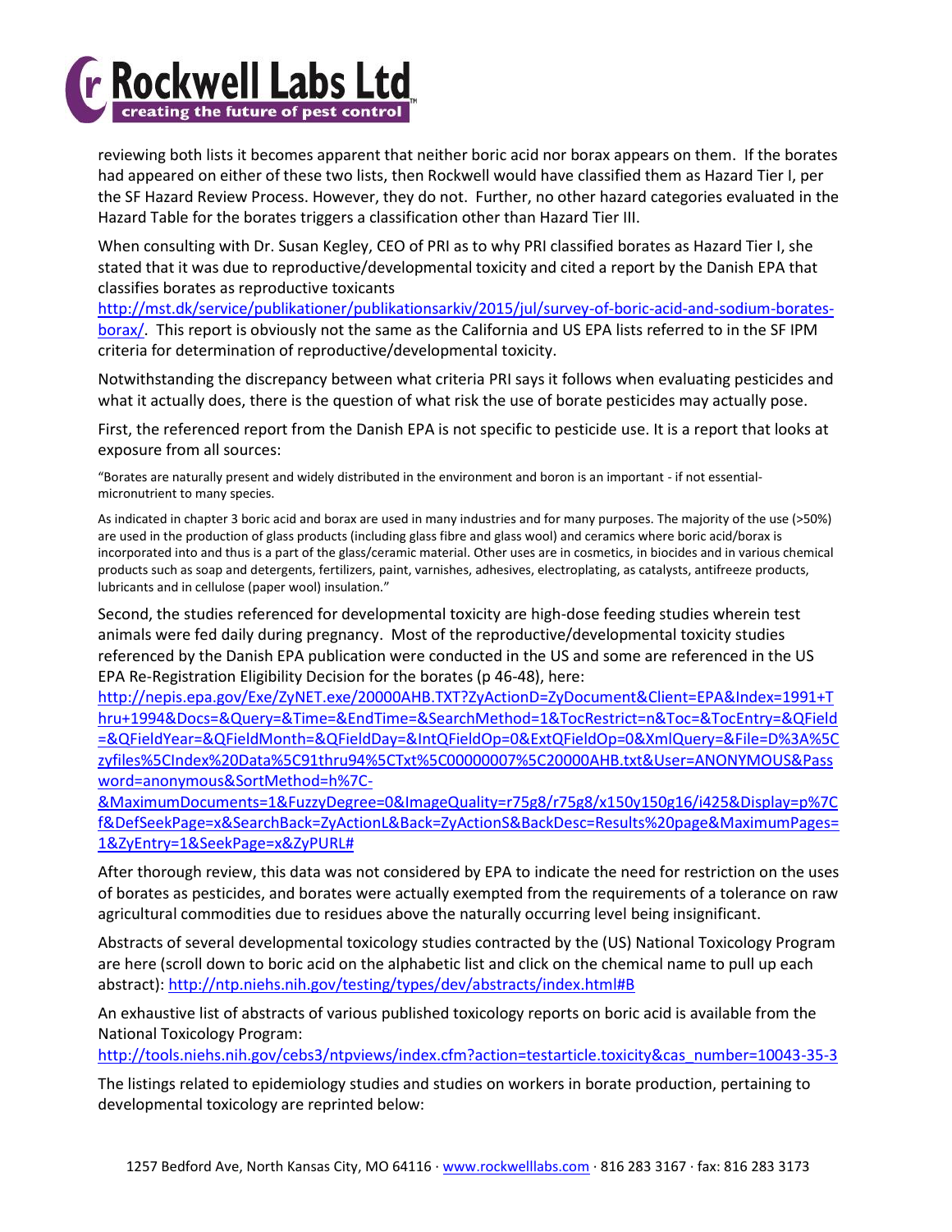reviewing both lists it becomes apparent that neither boric acid nor borax appears on them. If the borates had appeared on either of these two lists, then Rockwell would have classified them as Hazard Tier I, per the SF Hazard Review Process. However, they do not. Further, no other hazard categories evaluated in the Hazard Table for the borates triggers a classification other than Hazard Tier III.

When consulting with Dr. Susan Kegley, CEO of PRI as to why PRI classified borates as Hazard Tier I, she stated that it was due to reproductive/developmental toxicity and cited a report by the Danish EPA that classifies borates as reproductive toxicants http://mst.dk/service/publikationer/publikationsarkiv/2015/jul/survey-of-boric-acid-and-sodium-borates-borax/. This report is obviously not the same as the California and US EPA lists referred to in the SF IPM criteria for determination of reproductive/developmental toxicity.

Notwithstanding the discrepancy between what criteria PRI says it follows when evaluating pesticides and what it actually does, there is the question of what risk the use of borate pesticides may actually pose.

First, the referenced report from the Danish EPA is not specific to pesticide use. It is a report that looks at exposure from all sources:

> "Borates are naturally present and widely distributed in the environment and boron is an important - if not essential-micronutrient to many species.
>
> As indicated in chapter 3 boric acid and borax are used in many industries and for many purposes. The majority of the use (>50%) are used in the production of glass products (including glass fibre and glass wool) and ceramics where boric acid/borax is incorporated into and thus is a part of the glass/ceramic material. Other uses are in cosmetics, in biocides and in various chemical products such as soap and detergents, fertilizers, paint, varnishes, adhesives, electroplating, as catalysts, antifreeze products, lubricants and in cellulose (paper wool) insulation."

Second, the studies referenced for developmental toxicity are high-dose feeding studies wherein test animals were fed daily during pregnancy. Most of the reproductive/developmental toxicity studies referenced by the Danish EPA publication were conducted in the US and some are referenced in the US EPA Re-Registration Eligibility Decision for the borates (p 46-48), here: http://nepis.epa.gov/Exe/ZyNET.exe/20000AHB.TXT?ZyActionD=ZyDocument&Client=EPA&Index=1991+Thru+1994&Docs=&Query=&Time=&EndTime=&SearchMethod=1&TocRestrict=n&Toc=&TocEntry=&QField=&QFieldYear=&QFieldMonth=&QFieldDay=&IntQFieldOp=0&ExtQFieldOp=0&XmlQuery=&File=D%3A%5Czyfiles%5CIndex%20Data%5C91thru94%5CTxt%5C00000007%5C20000AHB.txt&User=ANONYMOUS&Password=anonymous&SortMethod=h%7C-&MaximumDocuments=1&FuzzyDegree=0&ImageQuality=r75g8/r75g8/x150y150g16/i425&Display=p%7Cf&DefSeekPage=x&SearchBack=ZyActionL&Back=ZyActionS&BackDesc=Results%20page&MaximumPages=1&ZyEntry=1&SeekPage=x&ZyPURL#

After thorough review, this data was not considered by EPA to indicate the need for restriction on the uses of borates as pesticides, and borates were actually exempted from the requirements of a tolerance on raw agricultural commodities due to residues above the naturally occurring level being insignificant.

Abstracts of several developmental toxicology studies contracted by the (US) National Toxicology Program are here (scroll down to boric acid on the alphabetic list and click on the chemical name to pull up each abstract): http://ntp.niehs.nih.gov/testing/types/dev/abstracts/index.html#B

An exhaustive list of abstracts of various published toxicology reports on boric acid is available from the National Toxicology Program: http://tools.niehs.nih.gov/cebs3/ntpviews/index.cfm?action=testarticle.toxicity&cas_number=10043-35-3

The listings related to epidemiology studies and studies on workers in borate production, pertaining to developmental toxicology are reprinted below: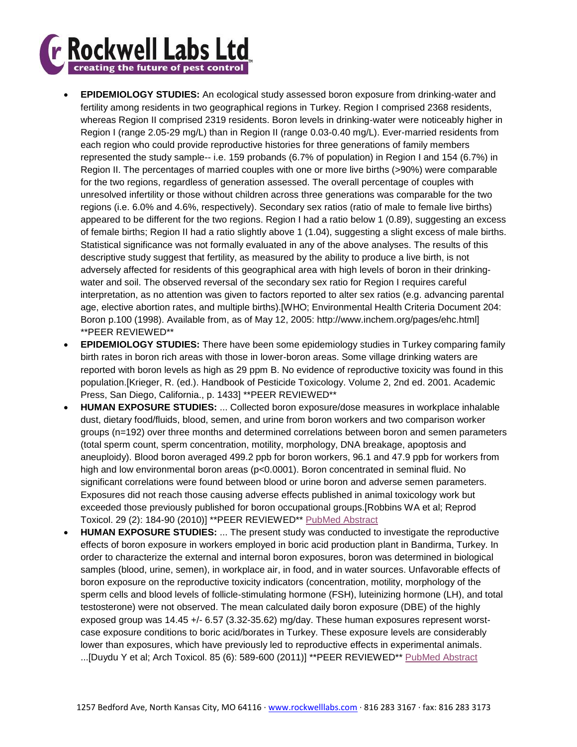- **EPIDEMIOLOGY STUDIES:** An ecological study assessed boron exposure from drinking-water and fertility among residents in two geographical regions in Turkey. Region I comprised 2368 residents, whereas Region II comprised 2319 residents. Boron levels in drinking-water were noticeably higher in Region I (range 2.05-29 mg/L) than in Region II (range 0.03-0.40 mg/L). Ever-married residents from each region who could provide reproductive histories for three generations of family members represented the study sample-- i.e. 159 probands (6.7% of population) in Region I and 154 (6.7%) in Region II. The percentages of married couples with one or more live births (>90%) were comparable for the two regions, regardless of generation assessed. The overall percentage of couples with unresolved infertility or those without children across three generations was comparable for the two regions (i.e. 6.0% and 4.6%, respectively). Secondary sex ratios (ratio of male to female live births) appeared to be different for the two regions. Region I had a ratio below 1 (0.89), suggesting an excess of female births; Region II had a ratio slightly above 1 (1.04), suggesting a slight excess of male births. Statistical significance was not formally evaluated in any of the above analyses. The results of this descriptive study suggest that fertility, as measured by the ability to produce a live birth, is not adversely affected for residents of this geographical area with high levels of boron in their drinking-water and soil. The observed reversal of the secondary sex ratio for Region I requires careful interpretation, as no attention was given to factors reported to alter sex ratios (e.g. advancing parental age, elective abortion rates, and multiple births).[WHO; Environmental Health Criteria Document 204: Boron p.100 (1998). Available from, as of May 12, 2005: http://www.inchem.org/pages/ehc.html] **PEER REVIEWED**
- **EPIDEMIOLOGY STUDIES:** There have been some epidemiology studies in Turkey comparing family birth rates in boron rich areas with those in lower-boron areas. Some village drinking waters are reported with boron levels as high as 29 ppm B. No evidence of reproductive toxicity was found in this population.[Krieger, R. (ed.). Handbook of Pesticide Toxicology. Volume 2, 2nd ed. 2001. Academic Press, San Diego, California., p. 1433] **PEER REVIEWED**
- **HUMAN EXPOSURE STUDIES:** ... Collected boron exposure/dose measures in workplace inhalable dust, dietary food/fluids, blood, semen, and urine from boron workers and two comparison worker groups (n=192) over three months and determined correlations between boron and semen parameters (total sperm count, sperm concentration, motility, morphology, DNA breakage, apoptosis and aneuploidy). Blood boron averaged 499.2 ppb for boron workers, 96.1 and 47.9 ppb for workers from high and low environmental boron areas ($p<0.0001$). Boron concentrated in seminal fluid. No significant correlations were found between blood or urine boron and adverse semen parameters. Exposures did not reach those causing adverse effects published in animal toxicology work but exceeded those previously published for boron occupational groups.[Robbins WA et al; Reprod Toxicol. 29 (2): 184-90 (2010)] **PEER REVIEWED** PubMed Abstract
- **HUMAN EXPOSURE STUDIES:** ... The present study was conducted to investigate the reproductive effects of boron exposure in workers employed in boric acid production plant in Bandirma, Turkey. In order to characterize the external and internal boron exposures, boron was determined in biological samples (blood, urine, semen), in workplace air, in food, and in water sources. Unfavorable effects of boron exposure on the reproductive toxicity indicators (concentration, motility, morphology of the sperm cells and blood levels of follicle-stimulating hormone (FSH), luteinizing hormone (LH), and total testosterone) were not observed. The mean calculated daily boron exposure (DBE) of the highly exposed group was 14.45 +/- 6.57 (3.32-35.62) mg/day. These human exposures represent worst-case exposure conditions to boric acid/borates in Turkey. These exposure levels are considerably lower than exposures, which have previously led to reproductive effects in experimental animals. ...[Duydu Y et al; Arch Toxicol. 85 (6): 589-600 (2011)] **PEER REVIEWED** PubMed Abstract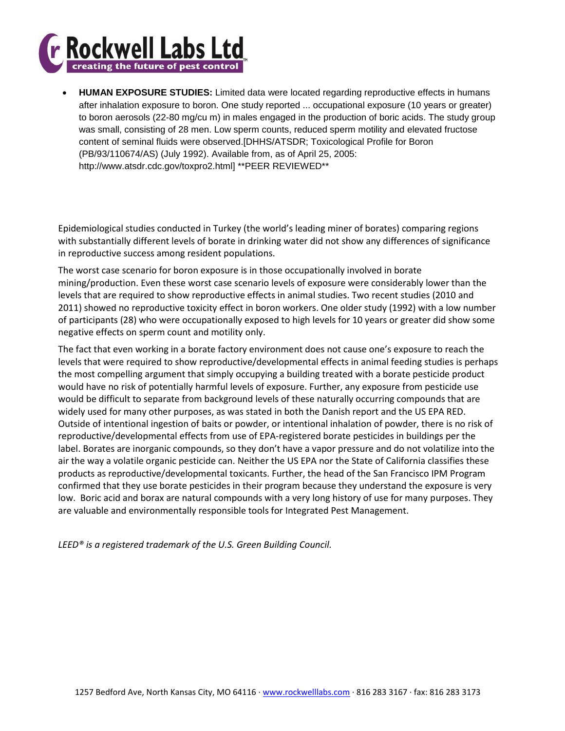- **HUMAN EXPOSURE STUDIES:** Limited data were located regarding reproductive effects in humans after inhalation exposure to boron. One study reported ... occupational exposure (10 years or greater) to boron aerosols (22-80 mg/cu m) in males engaged in the production of boric acids. The study group was small, consisting of 28 men. Low sperm counts, reduced sperm motility and elevated fructose content of seminal fluids were observed.[DHHS/ATSDR; Toxicological Profile for Boron (PB/93/110674/AS) (July 1992). Available from, as of April 25, 2005: http://www.atsdr.cdc.gov/toxpro2.html] **PEER REVIEWED**

Epidemiological studies conducted in Turkey (the world's leading miner of borates) comparing regions with substantially different levels of borate in drinking water did not show any differences of significance in reproductive success among resident populations.

The worst case scenario for boron exposure is in those occupationally involved in borate mining/production. Even these worst case scenario levels of exposure were considerably lower than the levels that are required to show reproductive effects in animal studies. Two recent studies (2010 and 2011) showed no reproductive toxicity effect in boron workers. One older study (1992) with a low number of participants (28) who were occupationally exposed to high levels for 10 years or greater did show some negative effects on sperm count and motility only.

The fact that even working in a borate factory environment does not cause one's exposure to reach the levels that were required to show reproductive/developmental effects in animal feeding studies is perhaps the most compelling argument that simply occupying a building treated with a borate pesticide product would have no risk of potentially harmful levels of exposure. Further, any exposure from pesticide use would be difficult to separate from background levels of these naturally occurring compounds that are widely used for many other purposes, as was stated in both the Danish report and the US EPA RED. Outside of intentional ingestion of baits or powder, or intentional inhalation of powder, there is no risk of reproductive/developmental effects from use of EPA-registered borate pesticides in buildings per the label. Borates are inorganic compounds, so they don't have a vapor pressure and do not volatilize into the air the way a volatile organic pesticide can. Neither the US EPA nor the State of California classifies these products as reproductive/developmental toxicants. Further, the head of the San Francisco IPM Program confirmed that they use borate pesticides in their program because they understand the exposure is very low. Boric acid and borax are natural compounds with a very long history of use for many purposes. They are valuable and environmentally responsible tools for Integrated Pest Management.

*LEED® is a registered trademark of the U.S. Green Building Council.*